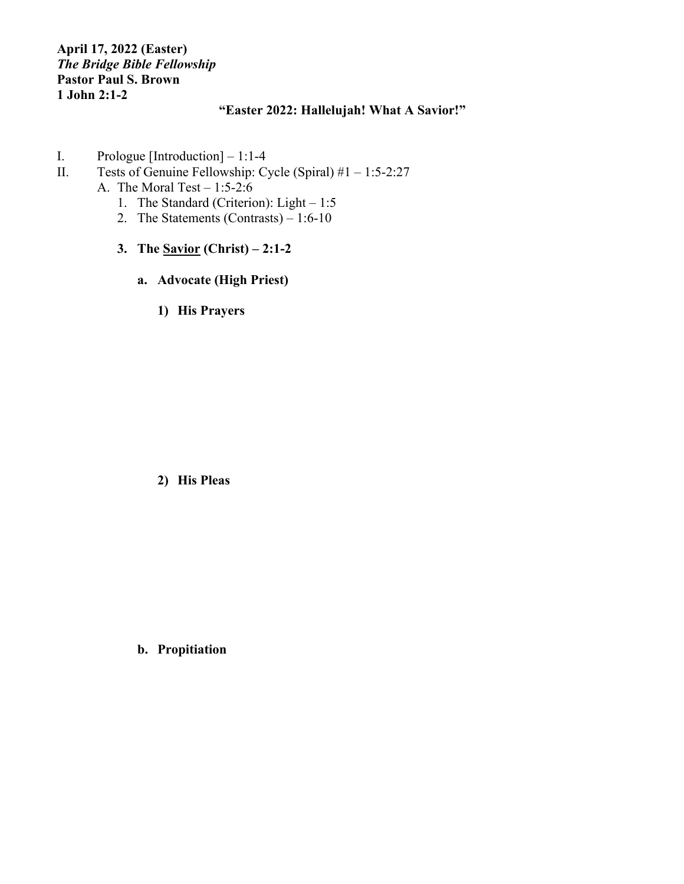**April 17, 2022 (Easter)**
***The Bridge Bible Fellowship***
**Pastor Paul S. Brown**
**1 John 2:1-2**

## "Easter 2022: Hallelujah! What A Savior!"

I. Prologue [Introduction] – 1:1-4

II. Tests of Genuine Fellowship: Cycle (Spiral) #1 – 1:5-2:27

- A. The Moral Test – 1:5-2:6
    1. The Standard (Criterion): Light – 1:5
    2. The Statements (Contrasts) – 1:6-10
    3. **The <u>Savior</u> (Christ) – 2:1-2**
        - **a. Advocate (High Priest)**
            - **1) His Prayers**
            - **2) His Pleas**
        - **b. Propitiation**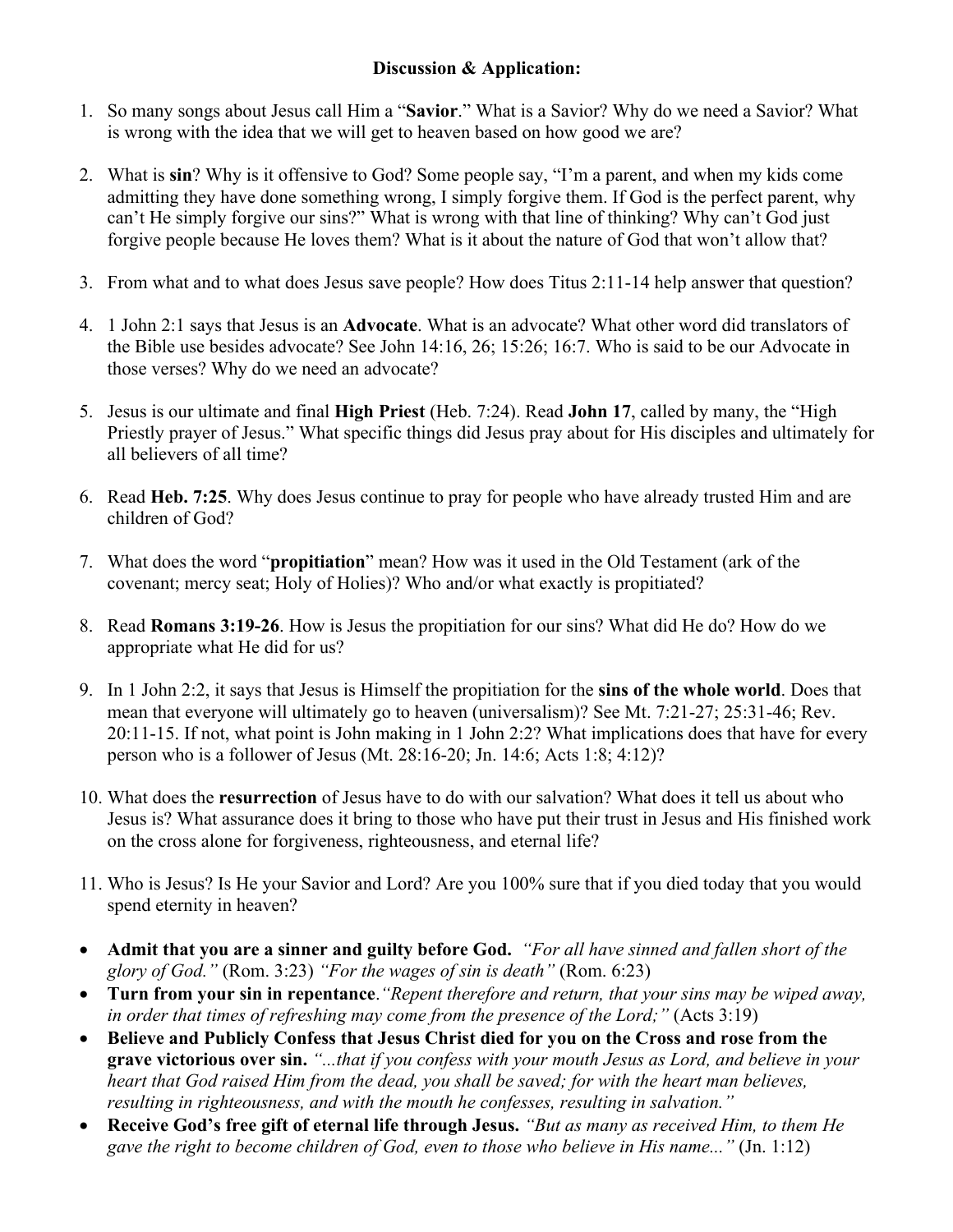**Discussion & Application:**

1. So many songs about Jesus call Him a "**Savior**." What is a Savior? Why do we need a Savior? What is wrong with the idea that we will get to heaven based on how good we are?

2. What is **sin**? Why is it offensive to God? Some people say, "I'm a parent, and when my kids come admitting they have done something wrong, I simply forgive them. If God is the perfect parent, why can't He simply forgive our sins?" What is wrong with that line of thinking? Why can't God just forgive people because He loves them? What is it about the nature of God that won't allow that?

3. From what and to what does Jesus save people? How does Titus 2:11-14 help answer that question?

4. 1 John 2:1 says that Jesus is an **Advocate**. What is an advocate? What other word did translators of the Bible use besides advocate? See John 14:16, 26; 15:26; 16:7. Who is said to be our Advocate in those verses? Why do we need an advocate?

5. Jesus is our ultimate and final **High Priest** (Heb. 7:24). Read **John 17**, called by many, the "High Priestly prayer of Jesus." What specific things did Jesus pray about for His disciples and ultimately for all believers of all time?

6. Read **Heb. 7:25**. Why does Jesus continue to pray for people who have already trusted Him and are children of God?

7. What does the word "**propitiation**" mean? How was it used in the Old Testament (ark of the covenant; mercy seat; Holy of Holies)? Who and/or what exactly is propitiated?

8. Read **Romans 3:19-26**. How is Jesus the propitiation for our sins? What did He do? How do we appropriate what He did for us?

9. In 1 John 2:2, it says that Jesus is Himself the propitiation for the **sins of the whole world**. Does that mean that everyone will ultimately go to heaven (universalism)? See Mt. 7:21-27; 25:31-46; Rev. 20:11-15. If not, what point is John making in 1 John 2:2? What implications does that have for every person who is a follower of Jesus (Mt. 28:16-20; Jn. 14:6; Acts 1:8; 4:12)?

10. What does the **resurrection** of Jesus have to do with our salvation? What does it tell us about who Jesus is? What assurance does it bring to those who have put their trust in Jesus and His finished work on the cross alone for forgiveness, righteousness, and eternal life?

11. Who is Jesus? Is He your Savior and Lord? Are you 100% sure that if you died today that you would spend eternity in heaven?

- **Admit that you are a sinner and guilty before God.** *"For all have sinned and fallen short of the glory of God."* (Rom. 3:23) *"For the wages of sin is death"* (Rom. 6:23)
- **Turn from your sin in repentance**.*"Repent therefore and return, that your sins may be wiped away, in order that times of refreshing may come from the presence of the Lord;"* (Acts 3:19)
- **Believe and Publicly Confess that Jesus Christ died for you on the Cross and rose from the grave victorious over sin.** *"...that if you confess with your mouth Jesus as Lord, and believe in your heart that God raised Him from the dead, you shall be saved; for with the heart man believes, resulting in righteousness, and with the mouth he confesses, resulting in salvation."*
- **Receive God's free gift of eternal life through Jesus.** *"But as many as received Him, to them He gave the right to become children of God, even to those who believe in His name..."* (Jn. 1:12)